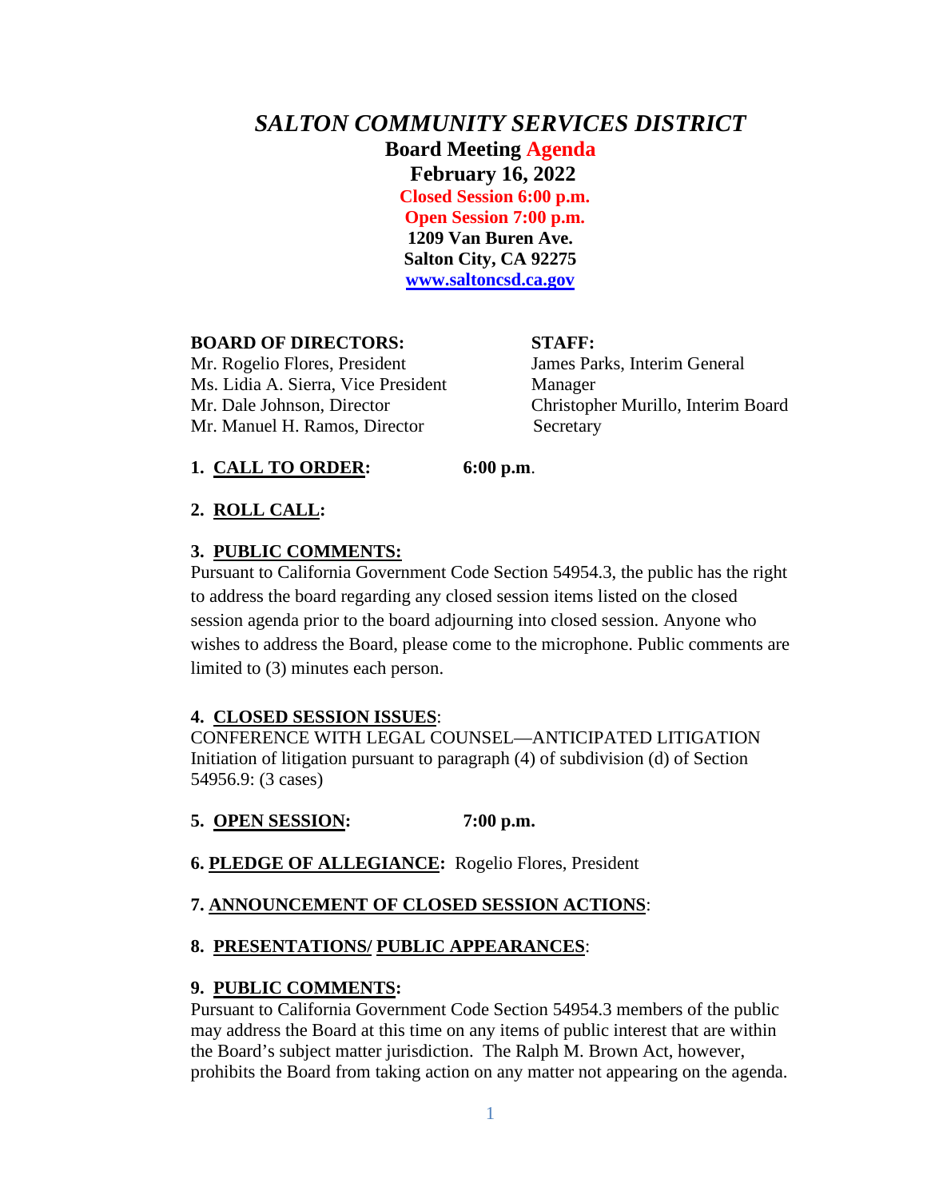# *SALTON COMMUNITY SERVICES DISTRICT*

**Board Meeting Agenda**
**February 16, 2022**
**Closed Session 6:00 p.m.**
**Open Session 7:00 p.m.**
**1209 Van Buren Ave.**
**Salton City, CA 92275**
**www.saltoncsd.ca.gov**

**BOARD OF DIRECTORS:**
Mr. Rogelio Flores, President
Ms. Lidia A. Sierra, Vice President
Mr. Dale Johnson, Director
Mr. Manuel H. Ramos, Director

**STAFF:**
James Parks, Interim General Manager
Christopher Murillo, Interim Board Secretary

**1. CALL TO ORDER:** **6:00 p.m**.

**2. ROLL CALL:**

**3. PUBLIC COMMENTS:**
Pursuant to California Government Code Section 54954.3, the public has the right to address the board regarding any closed session items listed on the closed session agenda prior to the board adjourning into closed session. Anyone who wishes to address the Board, please come to the microphone. Public comments are limited to (3) minutes each person.

**4. CLOSED SESSION ISSUES**:
CONFERENCE WITH LEGAL COUNSEL—ANTICIPATED LITIGATION
Initiation of litigation pursuant to paragraph (4) of subdivision (d) of Section 54956.9: (3 cases)

**5. OPEN SESSION:** **7:00 p.m.**

**6. PLEDGE OF ALLEGIANCE:** Rogelio Flores, President

**7. ANNOUNCEMENT OF CLOSED SESSION ACTIONS**:

**8. PRESENTATIONS/ PUBLIC APPEARANCES**:

**9. PUBLIC COMMENTS:**
Pursuant to California Government Code Section 54954.3 members of the public may address the Board at this time on any items of public interest that are within the Board's subject matter jurisdiction. The Ralph M. Brown Act, however, prohibits the Board from taking action on any matter not appearing on the agenda.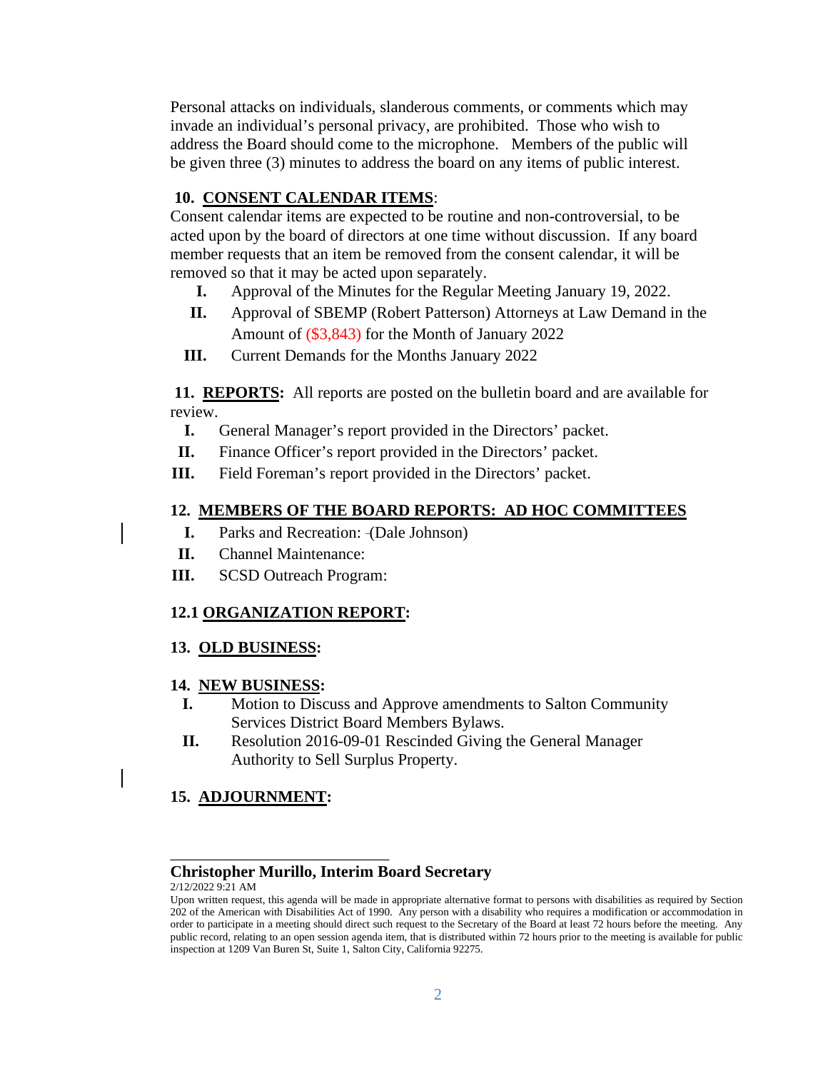Personal attacks on individuals, slanderous comments, or comments which may invade an individual's personal privacy, are prohibited. Those who wish to address the Board should come to the microphone. Members of the public will be given three (3) minutes to address the board on any items of public interest.

**10. CONSENT CALENDAR ITEMS**:

Consent calendar items are expected to be routine and non-controversial, to be acted upon by the board of directors at one time without discussion. If any board member requests that an item be removed from the consent calendar, it will be removed so that it may be acted upon separately.

- **I.** Approval of the Minutes for the Regular Meeting January 19, 2022.
- **II.** Approval of SBEMP (Robert Patterson) Attorneys at Law Demand in the Amount of ($3,843) for the Month of January 2022
- **III.** Current Demands for the Months January 2022

**11. REPORTS:** All reports are posted on the bulletin board and are available for review.

- **I.** General Manager's report provided in the Directors' packet.
- **II.** Finance Officer's report provided in the Directors' packet.
- **III.** Field Foreman's report provided in the Directors' packet.

**12. MEMBERS OF THE BOARD REPORTS: AD HOC COMMITTEES**

- **I.** Parks and Recreation: (Dale Johnson)
- **II.** Channel Maintenance:
- **III.** SCSD Outreach Program:

**12.1 ORGANIZATION REPORT:**

**13. OLD BUSINESS:**

**14. NEW BUSINESS:**

- **I.** Motion to Discuss and Approve amendments to Salton Community Services District Board Members Bylaws.
- **II.** Resolution 2016-09-01 Rescinded Giving the General Manager Authority to Sell Surplus Property.

**15. ADJOURNMENT:**

\_\_\_\_\_\_\_\_\_\_\_\_\_\_\_\_\_\_\_\_\_\_\_\_\_\_\_\_\_\_

**Christopher Murillo, Interim Board Secretary**

2/12/2022 9:21 AM

Upon written request, this agenda will be made in appropriate alternative format to persons with disabilities as required by Section 202 of the American with Disabilities Act of 1990. Any person with a disability who requires a modification or accommodation in order to participate in a meeting should direct such request to the Secretary of the Board at least 72 hours before the meeting. Any public record, relating to an open session agenda item, that is distributed within 72 hours prior to the meeting is available for public inspection at 1209 Van Buren St, Suite 1, Salton City, California 92275.